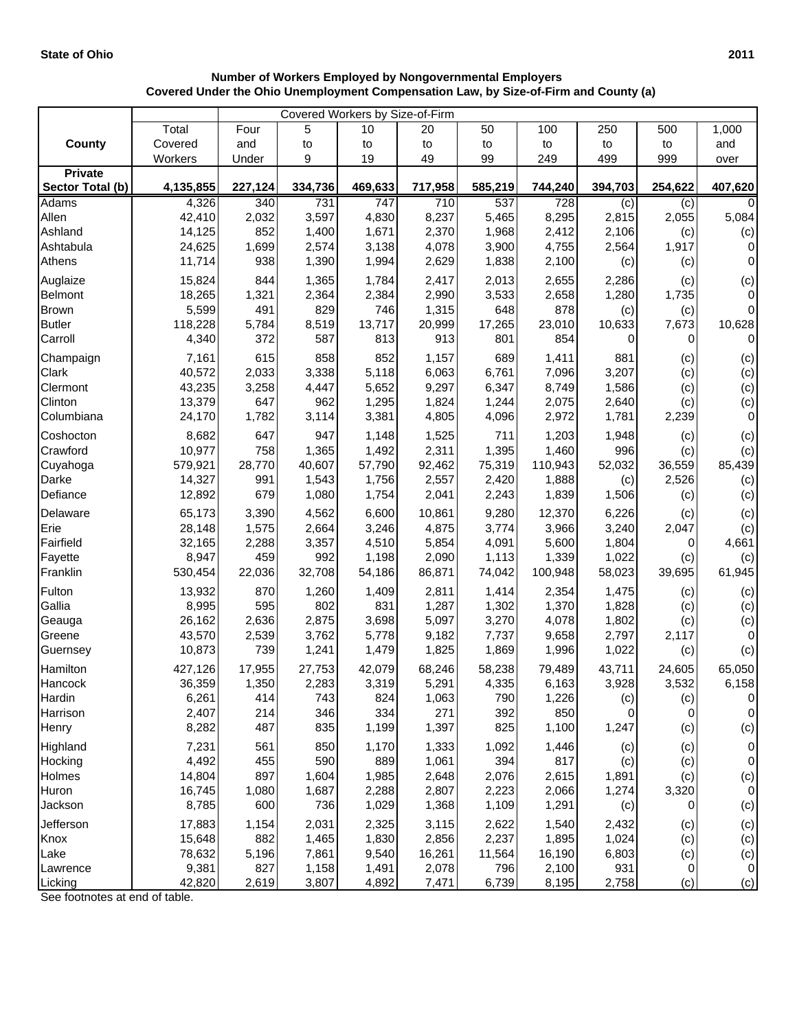**State of Ohio** **2011**

### Number of Workers Employed by Nongovernmental Employers Covered Under the Ohio Unemployment Compensation Law, by Size-of-Firm and County (a)

| County | Total Covered Workers | Covered Workers by Size-of-Firm: Four and Under | 5 to 9 | 10 to 19 | 20 to 49 | 50 to 99 | 100 to 249 | 250 to 499 | 500 to 999 | 1,000 and over |
|---|---|---|---|---|---|---|---|---|---|---|
| **Private Sector Total (b)** | **4,135,855** | **227,124** | **334,736** | **469,633** | **717,958** | **585,219** | **744,240** | **394,703** | **254,622** | **407,620** |
| Adams | 4,326 | 340 | 731 | 747 | 710 | 537 | 728 | (c) | (c) | 0 |
| Allen | 42,410 | 2,032 | 3,597 | 4,830 | 8,237 | 5,465 | 8,295 | 2,815 | 2,055 | 5,084 |
| Ashland | 14,125 | 852 | 1,400 | 1,671 | 2,370 | 1,968 | 2,412 | 2,106 | (c) | (c) |
| Ashtabula | 24,625 | 1,699 | 2,574 | 3,138 | 4,078 | 3,900 | 4,755 | 2,564 | 1,917 | 0 |
| Athens | 11,714 | 938 | 1,390 | 1,994 | 2,629 | 1,838 | 2,100 | (c) | (c) | 0 |
| Auglaize | 15,824 | 844 | 1,365 | 1,784 | 2,417 | 2,013 | 2,655 | 2,286 | (c) | (c) |
| Belmont | 18,265 | 1,321 | 2,364 | 2,384 | 2,990 | 3,533 | 2,658 | 1,280 | 1,735 | 0 |
| Brown | 5,599 | 491 | 829 | 746 | 1,315 | 648 | 878 | (c) | (c) | 0 |
| Butler | 118,228 | 5,784 | 8,519 | 13,717 | 20,999 | 17,265 | 23,010 | 10,633 | 7,673 | 10,628 |
| Carroll | 4,340 | 372 | 587 | 813 | 913 | 801 | 854 | 0 | 0 | 0 |
| Champaign | 7,161 | 615 | 858 | 852 | 1,157 | 689 | 1,411 | 881 | (c) | (c) |
| Clark | 40,572 | 2,033 | 3,338 | 5,118 | 6,063 | 6,761 | 7,096 | 3,207 | (c) | (c) |
| Clermont | 43,235 | 3,258 | 4,447 | 5,652 | 9,297 | 6,347 | 8,749 | 1,586 | (c) | (c) |
| Clinton | 13,379 | 647 | 962 | 1,295 | 1,824 | 1,244 | 2,075 | 2,640 | (c) | (c) |
| Columbiana | 24,170 | 1,782 | 3,114 | 3,381 | 4,805 | 4,096 | 2,972 | 1,781 | 2,239 | 0 |
| Coshocton | 8,682 | 647 | 947 | 1,148 | 1,525 | 711 | 1,203 | 1,948 | (c) | (c) |
| Crawford | 10,977 | 758 | 1,365 | 1,492 | 2,311 | 1,395 | 1,460 | 996 | (c) | (c) |
| Cuyahoga | 579,921 | 28,770 | 40,607 | 57,790 | 92,462 | 75,319 | 110,943 | 52,032 | 36,559 | 85,439 |
| Darke | 14,327 | 991 | 1,543 | 1,756 | 2,557 | 2,420 | 1,888 | (c) | 2,526 | (c) |
| Defiance | 12,892 | 679 | 1,080 | 1,754 | 2,041 | 2,243 | 1,839 | 1,506 | (c) | (c) |
| Delaware | 65,173 | 3,390 | 4,562 | 6,600 | 10,861 | 9,280 | 12,370 | 6,226 | (c) | (c) |
| Erie | 28,148 | 1,575 | 2,664 | 3,246 | 4,875 | 3,774 | 3,966 | 3,240 | 2,047 | (c) |
| Fairfield | 32,165 | 2,288 | 3,357 | 4,510 | 5,854 | 4,091 | 5,600 | 1,804 | 0 | 4,661 |
| Fayette | 8,947 | 459 | 992 | 1,198 | 2,090 | 1,113 | 1,339 | 1,022 | (c) | (c) |
| Franklin | 530,454 | 22,036 | 32,708 | 54,186 | 86,871 | 74,042 | 100,948 | 58,023 | 39,695 | 61,945 |
| Fulton | 13,932 | 870 | 1,260 | 1,409 | 2,811 | 1,414 | 2,354 | 1,475 | (c) | (c) |
| Gallia | 8,995 | 595 | 802 | 831 | 1,287 | 1,302 | 1,370 | 1,828 | (c) | (c) |
| Geauga | 26,162 | 2,636 | 2,875 | 3,698 | 5,097 | 3,270 | 4,078 | 1,802 | (c) | (c) |
| Greene | 43,570 | 2,539 | 3,762 | 5,778 | 9,182 | 7,737 | 9,658 | 2,797 | 2,117 | 0 |
| Guernsey | 10,873 | 739 | 1,241 | 1,479 | 1,825 | 1,869 | 1,996 | 1,022 | (c) | (c) |
| Hamilton | 427,126 | 17,955 | 27,753 | 42,079 | 68,246 | 58,238 | 79,489 | 43,711 | 24,605 | 65,050 |
| Hancock | 36,359 | 1,350 | 2,283 | 3,319 | 5,291 | 4,335 | 6,163 | 3,928 | 3,532 | 6,158 |
| Hardin | 6,261 | 414 | 743 | 824 | 1,063 | 790 | 1,226 | (c) | (c) | 0 |
| Harrison | 2,407 | 214 | 346 | 334 | 271 | 392 | 850 | 0 | 0 | 0 |
| Henry | 8,282 | 487 | 835 | 1,199 | 1,397 | 825 | 1,100 | 1,247 | (c) | (c) |
| Highland | 7,231 | 561 | 850 | 1,170 | 1,333 | 1,092 | 1,446 | (c) | (c) | 0 |
| Hocking | 4,492 | 455 | 590 | 889 | 1,061 | 394 | 817 | (c) | (c) | 0 |
| Holmes | 14,804 | 897 | 1,604 | 1,985 | 2,648 | 2,076 | 2,615 | 1,891 | (c) | (c) |
| Huron | 16,745 | 1,080 | 1,687 | 2,288 | 2,807 | 2,223 | 2,066 | 1,274 | 3,320 | 0 |
| Jackson | 8,785 | 600 | 736 | 1,029 | 1,368 | 1,109 | 1,291 | (c) | 0 | (c) |
| Jefferson | 17,883 | 1,154 | 2,031 | 2,325 | 3,115 | 2,622 | 1,540 | 2,432 | (c) | (c) |
| Knox | 15,648 | 882 | 1,465 | 1,830 | 2,856 | 2,237 | 1,895 | 1,024 | (c) | (c) |
| Lake | 78,632 | 5,196 | 7,861 | 9,540 | 16,261 | 11,564 | 16,190 | 6,803 | (c) | (c) |
| Lawrence | 9,381 | 827 | 1,158 | 1,491 | 2,078 | 796 | 2,100 | 931 | 0 | 0 |
| Licking | 42,820 | 2,619 | 3,807 | 4,892 | 7,471 | 6,739 | 8,195 | 2,758 | (c) | (c) |

See footnotes at end of table.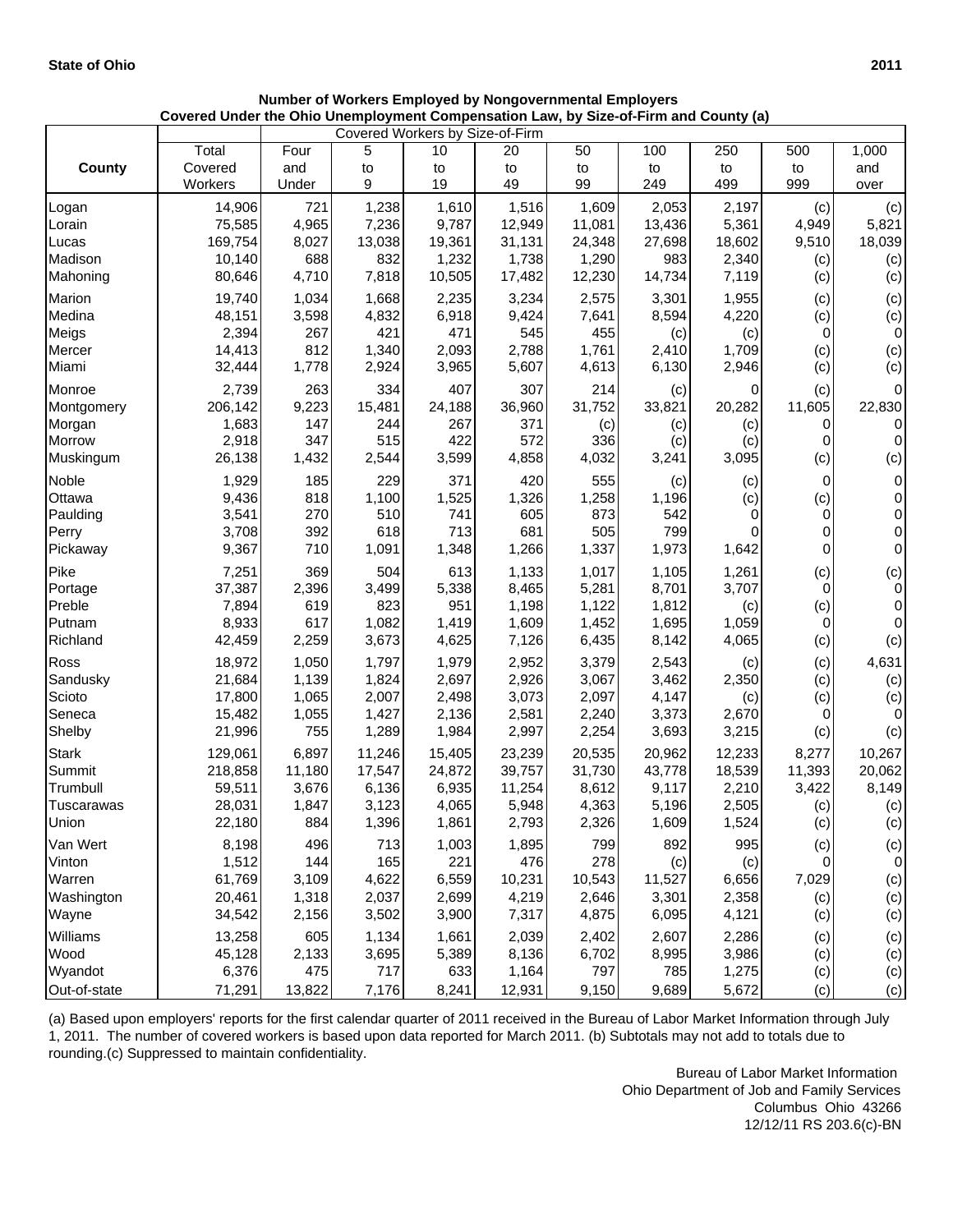**State of Ohio** **2011**

**Number of Workers Employed by Nongovernmental Employers**
**Covered Under the Ohio Unemployment Compensation Law, by Size-of-Firm and County (a)**

| County | Total Covered Workers | Covered Workers by Size-of-Firm | | | | | | | | |
|---|---|---|---|---|---|---|---|---|---|---|
| | | Four and Under | 5 to 9 | 10 to 19 | 20 to 49 | 50 to 99 | 100 to 249 | 250 to 499 | 500 to 999 | 1,000 and over |
| Logan | 14,906 | 721 | 1,238 | 1,610 | 1,516 | 1,609 | 2,053 | 2,197 | (c) | (c) |
| Lorain | 75,585 | 4,965 | 7,236 | 9,787 | 12,949 | 11,081 | 13,436 | 5,361 | 4,949 | 5,821 |
| Lucas | 169,754 | 8,027 | 13,038 | 19,361 | 31,131 | 24,348 | 27,698 | 18,602 | 9,510 | 18,039 |
| Madison | 10,140 | 688 | 832 | 1,232 | 1,738 | 1,290 | 983 | 2,340 | (c) | (c) |
| Mahoning | 80,646 | 4,710 | 7,818 | 10,505 | 17,482 | 12,230 | 14,734 | 7,119 | (c) | (c) |
| Marion | 19,740 | 1,034 | 1,668 | 2,235 | 3,234 | 2,575 | 3,301 | 1,955 | (c) | (c) |
| Medina | 48,151 | 3,598 | 4,832 | 6,918 | 9,424 | 7,641 | 8,594 | 4,220 | (c) | (c) |
| Meigs | 2,394 | 267 | 421 | 471 | 545 | 455 | (c) | (c) | 0 | 0 |
| Mercer | 14,413 | 812 | 1,340 | 2,093 | 2,788 | 1,761 | 2,410 | 1,709 | (c) | (c) |
| Miami | 32,444 | 1,778 | 2,924 | 3,965 | 5,607 | 4,613 | 6,130 | 2,946 | (c) | (c) |
| Monroe | 2,739 | 263 | 334 | 407 | 307 | 214 | (c) | 0 | (c) | 0 |
| Montgomery | 206,142 | 9,223 | 15,481 | 24,188 | 36,960 | 31,752 | 33,821 | 20,282 | 11,605 | 22,830 |
| Morgan | 1,683 | 147 | 244 | 267 | 371 | (c) | (c) | (c) | 0 | 0 |
| Morrow | 2,918 | 347 | 515 | 422 | 572 | 336 | (c) | (c) | 0 | 0 |
| Muskingum | 26,138 | 1,432 | 2,544 | 3,599 | 4,858 | 4,032 | 3,241 | 3,095 | (c) | (c) |
| Noble | 1,929 | 185 | 229 | 371 | 420 | 555 | (c) | (c) | 0 | 0 |
| Ottawa | 9,436 | 818 | 1,100 | 1,525 | 1,326 | 1,258 | 1,196 | (c) | (c) | 0 |
| Paulding | 3,541 | 270 | 510 | 741 | 605 | 873 | 542 | 0 | 0 | 0 |
| Perry | 3,708 | 392 | 618 | 713 | 681 | 505 | 799 | 0 | 0 | 0 |
| Pickaway | 9,367 | 710 | 1,091 | 1,348 | 1,266 | 1,337 | 1,973 | 1,642 | 0 | 0 |
| Pike | 7,251 | 369 | 504 | 613 | 1,133 | 1,017 | 1,105 | 1,261 | (c) | (c) |
| Portage | 37,387 | 2,396 | 3,499 | 5,338 | 8,465 | 5,281 | 8,701 | 3,707 | 0 | 0 |
| Preble | 7,894 | 619 | 823 | 951 | 1,198 | 1,122 | 1,812 | (c) | (c) | 0 |
| Putnam | 8,933 | 617 | 1,082 | 1,419 | 1,609 | 1,452 | 1,695 | 1,059 | 0 | 0 |
| Richland | 42,459 | 2,259 | 3,673 | 4,625 | 7,126 | 6,435 | 8,142 | 4,065 | (c) | (c) |
| Ross | 18,972 | 1,050 | 1,797 | 1,979 | 2,952 | 3,379 | 2,543 | (c) | (c) | 4,631 |
| Sandusky | 21,684 | 1,139 | 1,824 | 2,697 | 2,926 | 3,067 | 3,462 | 2,350 | (c) | (c) |
| Scioto | 17,800 | 1,065 | 2,007 | 2,498 | 3,073 | 2,097 | 4,147 | (c) | (c) | (c) |
| Seneca | 15,482 | 1,055 | 1,427 | 2,136 | 2,581 | 2,240 | 3,373 | 2,670 | 0 | 0 |
| Shelby | 21,996 | 755 | 1,289 | 1,984 | 2,997 | 2,254 | 3,693 | 3,215 | (c) | (c) |
| Stark | 129,061 | 6,897 | 11,246 | 15,405 | 23,239 | 20,535 | 20,962 | 12,233 | 8,277 | 10,267 |
| Summit | 218,858 | 11,180 | 17,547 | 24,872 | 39,757 | 31,730 | 43,778 | 18,539 | 11,393 | 20,062 |
| Trumbull | 59,511 | 3,676 | 6,136 | 6,935 | 11,254 | 8,612 | 9,117 | 2,210 | 3,422 | 8,149 |
| Tuscarawas | 28,031 | 1,847 | 3,123 | 4,065 | 5,948 | 4,363 | 5,196 | 2,505 | (c) | (c) |
| Union | 22,180 | 884 | 1,396 | 1,861 | 2,793 | 2,326 | 1,609 | 1,524 | (c) | (c) |
| Van Wert | 8,198 | 496 | 713 | 1,003 | 1,895 | 799 | 892 | 995 | (c) | (c) |
| Vinton | 1,512 | 144 | 165 | 221 | 476 | 278 | (c) | (c) | 0 | 0 |
| Warren | 61,769 | 3,109 | 4,622 | 6,559 | 10,231 | 10,543 | 11,527 | 6,656 | 7,029 | (c) |
| Washington | 20,461 | 1,318 | 2,037 | 2,699 | 4,219 | 2,646 | 3,301 | 2,358 | (c) | (c) |
| Wayne | 34,542 | 2,156 | 3,502 | 3,900 | 7,317 | 4,875 | 6,095 | 4,121 | (c) | (c) |
| Williams | 13,258 | 605 | 1,134 | 1,661 | 2,039 | 2,402 | 2,607 | 2,286 | (c) | (c) |
| Wood | 45,128 | 2,133 | 3,695 | 5,389 | 8,136 | 6,702 | 8,995 | 3,986 | (c) | (c) |
| Wyandot | 6,376 | 475 | 717 | 633 | 1,164 | 797 | 785 | 1,275 | (c) | (c) |
| Out-of-state | 71,291 | 13,822 | 7,176 | 8,241 | 12,931 | 9,150 | 9,689 | 5,672 | (c) | (c) |

(a) Based upon employers' reports for the first calendar quarter of 2011 received in the Bureau of Labor Market Information through July 1, 2011. The number of covered workers is based upon data reported for March 2011. (b) Subtotals may not add to totals due to rounding.(c) Suppressed to maintain confidentiality.

Bureau of Labor Market Information
Ohio Department of Job and Family Services
Columbus Ohio 43266
12/12/11 RS 203.6(c)-BN